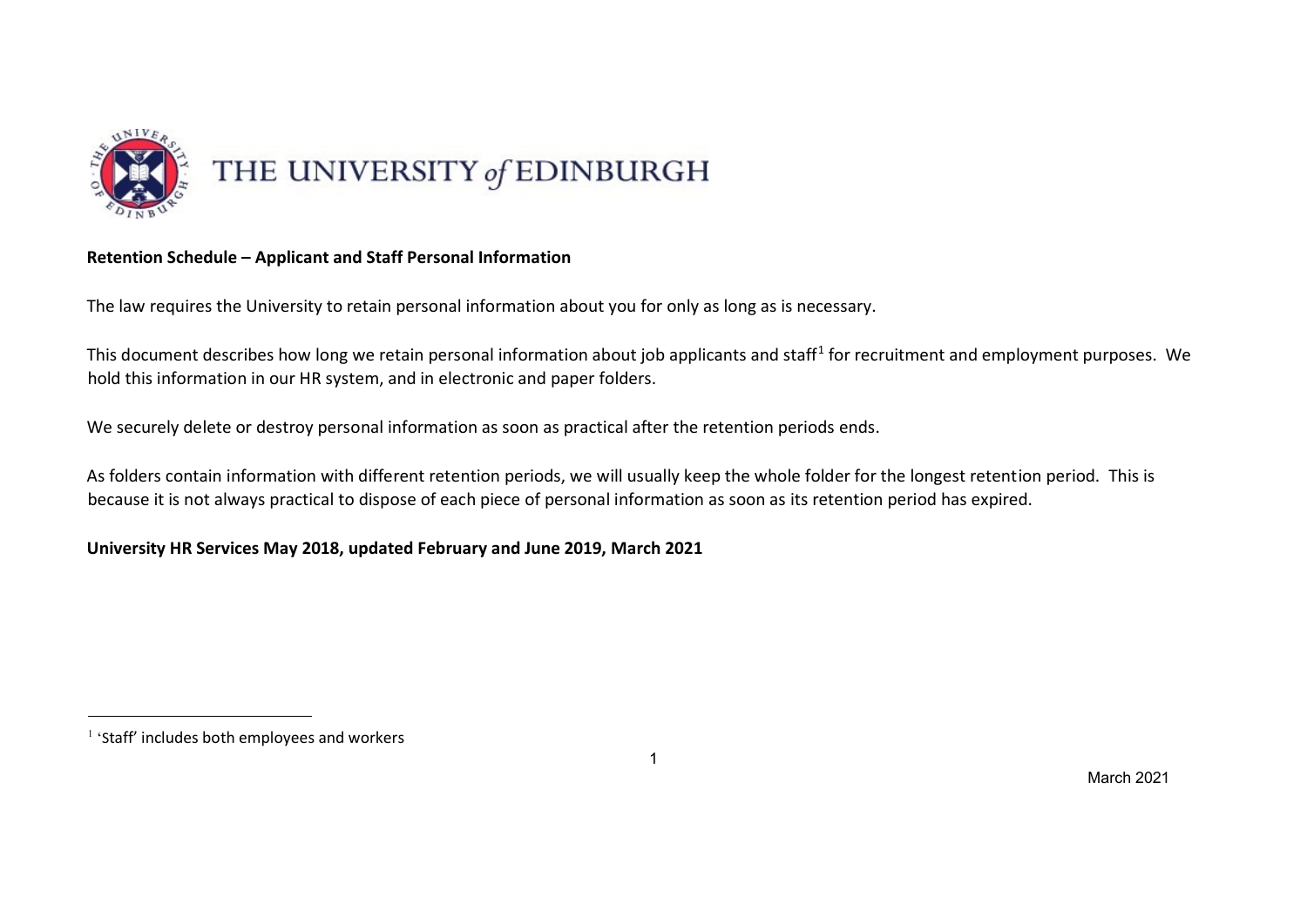THE UNIVERSITY *of* EDINBURGH

**Retention Schedule – Applicant and Staff Personal Information**

The law requires the University to retain personal information about you for only as long as is necessary.

This document describes how long we retain personal information about job applicants and staff[1] for recruitment and employment purposes. We hold this information in our HR system, and in electronic and paper folders.

We securely delete or destroy personal information as soon as practical after the retention periods ends.

As folders contain information with different retention periods, we will usually keep the whole folder for the longest retention period. This is because it is not always practical to dispose of each piece of personal information as soon as its retention period has expired.

**University HR Services May 2018, updated February and June 2019, March 2021**

[1] 'Staff' includes both employees and workers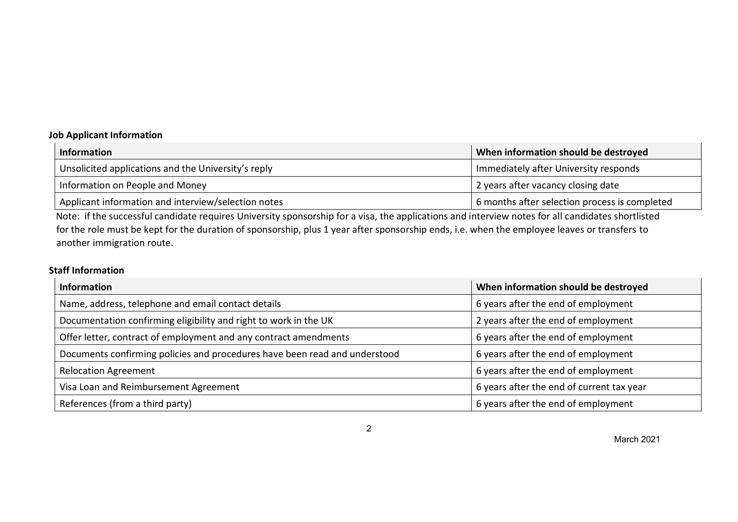**Job Applicant Information**

| Information | When information should be destroyed |
| --- | --- |
| Unsolicited applications and the University's reply | Immediately after University responds |
| Information on People and Money | 2 years after vacancy closing date |
| Applicant information and interview/selection notes | 6 months after selection process is completed |

Note: if the successful candidate requires University sponsorship for a visa, the applications and interview notes for all candidates shortlisted for the role must be kept for the duration of sponsorship, plus 1 year after sponsorship ends, i.e. when the employee leaves or transfers to another immigration route.

**Staff Information**

| Information | When information should be destroyed |
| --- | --- |
| Name, address, telephone and email contact details | 6 years after the end of employment |
| Documentation confirming eligibility and right to work in the UK | 2 years after the end of employment |
| Offer letter, contract of employment and any contract amendments | 6 years after the end of employment |
| Documents confirming policies and procedures have been read and understood | 6 years after the end of employment |
| Relocation Agreement | 6 years after the end of employment |
| Visa Loan and Reimbursement Agreement | 6 years after the end of current tax year |
| References (from a third party) | 6 years after the end of employment |

March 2021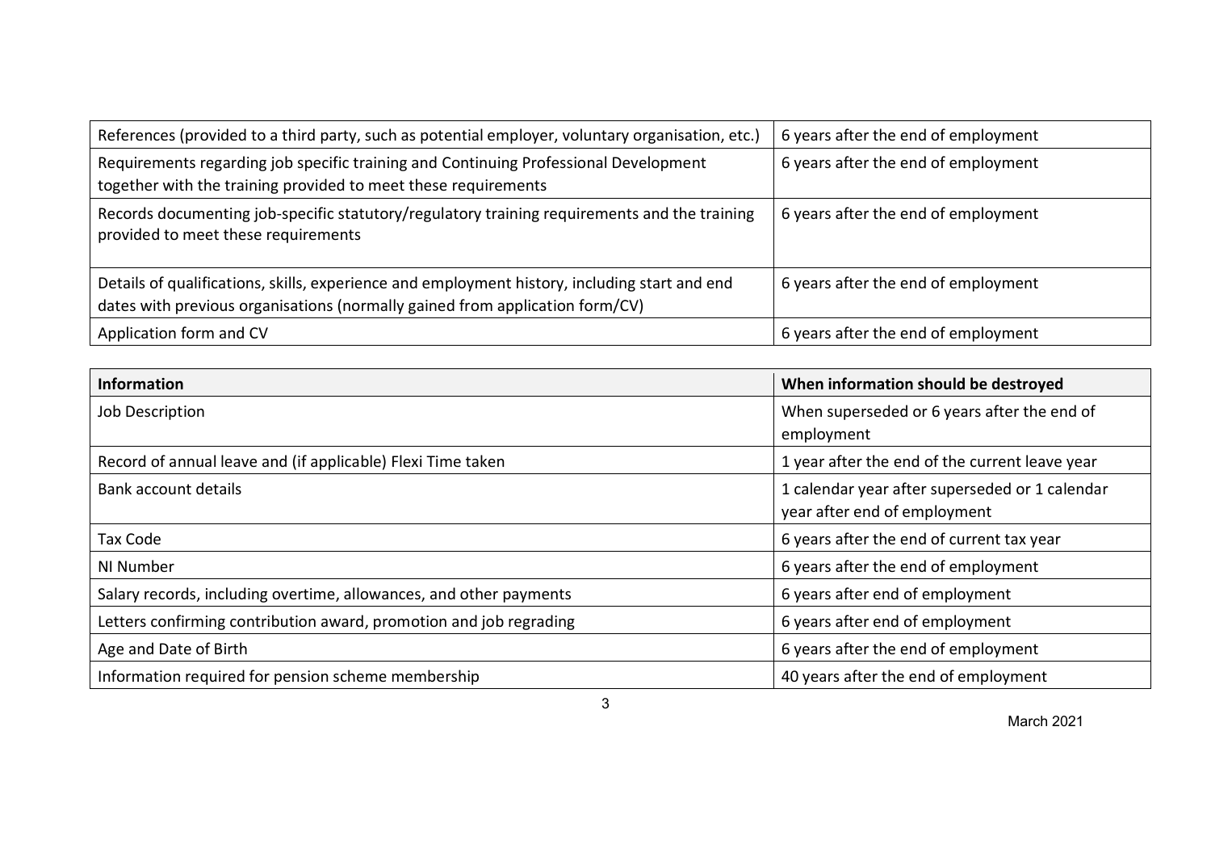| | |
|---|---|
| References (provided to a third party, such as potential employer, voluntary organisation, etc.) | 6 years after the end of employment |
| Requirements regarding job specific training and Continuing Professional Development together with the training provided to meet these requirements | 6 years after the end of employment |
| Records documenting job-specific statutory/regulatory training requirements and the training provided to meet these requirements | 6 years after the end of employment |
| Details of qualifications, skills, experience and employment history, including start and end dates with previous organisations (normally gained from application form/CV) | 6 years after the end of employment |
| Application form and CV | 6 years after the end of employment |

| **Information** | **When information should be destroyed** |
|---|---|
| Job Description | When superseded or 6 years after the end of employment |
| Record of annual leave and (if applicable) Flexi Time taken | 1 year after the end of the current leave year |
| Bank account details | 1 calendar year after superseded or 1 calendar year after end of employment |
| Tax Code | 6 years after the end of current tax year |
| NI Number | 6 years after the end of employment |
| Salary records, including overtime, allowances, and other payments | 6 years after end of employment |
| Letters confirming contribution award, promotion and job regrading | 6 years after end of employment |
| Age and Date of Birth | 6 years after the end of employment |
| Information required for pension scheme membership | 40 years after the end of employment |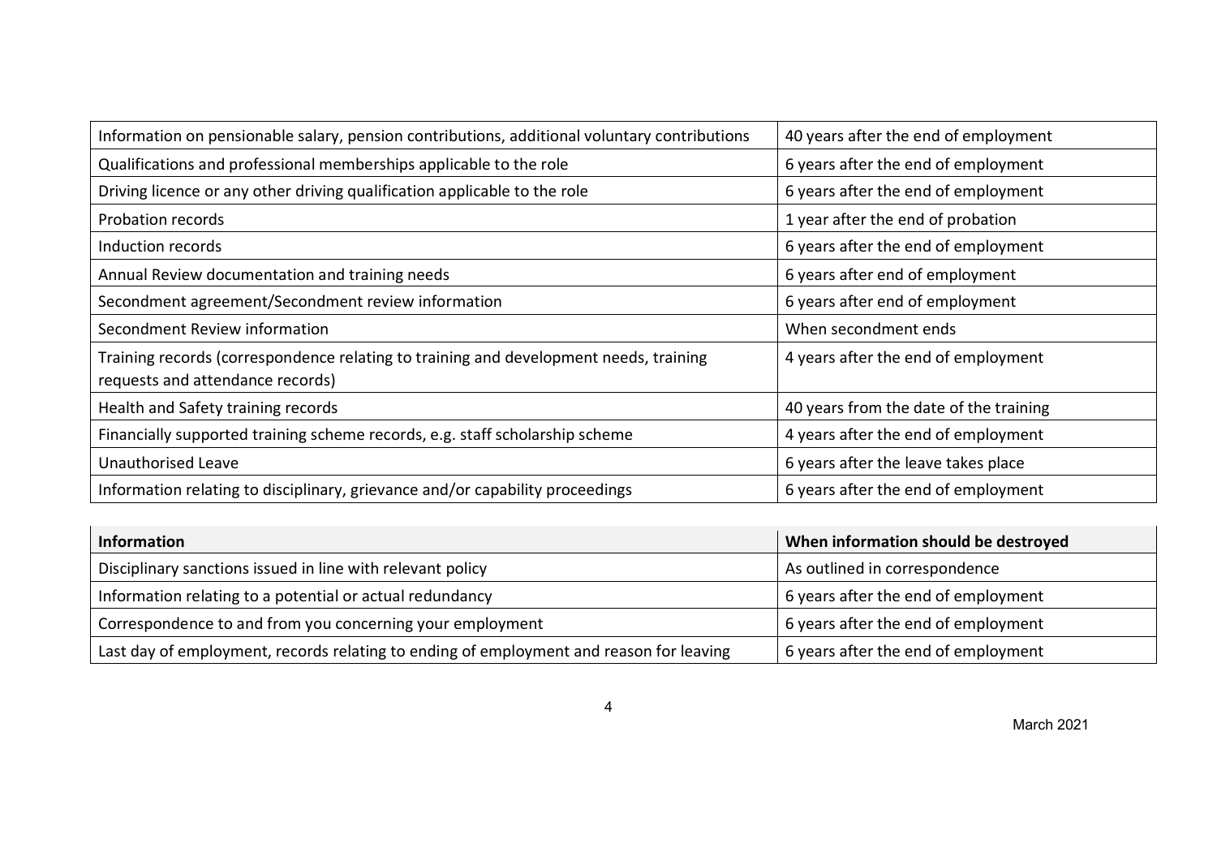| Information | When information should be destroyed |
| --- | --- |
| Information on pensionable salary, pension contributions, additional voluntary contributions | 40 years after the end of employment |
| Qualifications and professional memberships applicable to the role | 6 years after the end of employment |
| Driving licence or any other driving qualification applicable to the role | 6 years after the end of employment |
| Probation records | 1 year after the end of probation |
| Induction records | 6 years after the end of employment |
| Annual Review documentation and training needs | 6 years after end of employment |
| Secondment agreement/Secondment review information | 6 years after end of employment |
| Secondment Review information | When secondment ends |
| Training records (correspondence relating to training and development needs, training requests and attendance records) | 4 years after the end of employment |
| Health and Safety training records | 40 years from the date of the training |
| Financially supported training scheme records, e.g. staff scholarship scheme | 4 years after the end of employment |
| Unauthorised Leave | 6 years after the leave takes place |
| Information relating to disciplinary, grievance and/or capability proceedings | 6 years after the end of employment |
| Disciplinary sanctions issued in line with relevant policy | As outlined in correspondence |
| Information relating to a potential or actual redundancy | 6 years after the end of employment |
| Correspondence to and from you concerning your employment | 6 years after the end of employment |
| Last day of employment, records relating to ending of employment and reason for leaving | 6 years after the end of employment |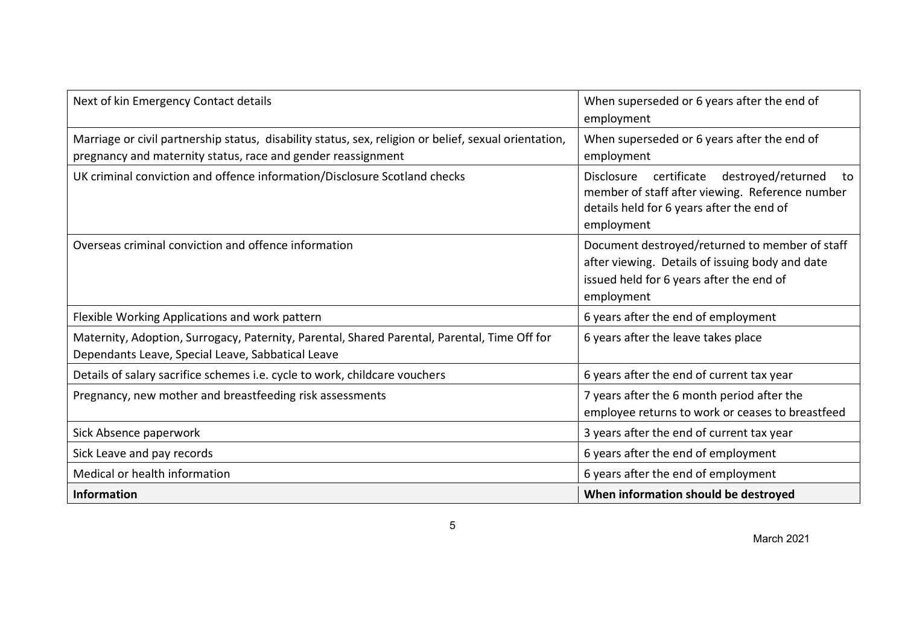| Next of kin Emergency Contact details | When superseded or 6 years after the end of employment |
|---|---|
| Marriage or civil partnership status, disability status, sex, religion or belief, sexual orientation, pregnancy and maternity status, race and gender reassignment | When superseded or 6 years after the end of employment |
| UK criminal conviction and offence information/Disclosure Scotland checks | Disclosure certificate destroyed/returned to member of staff after viewing. Reference number details held for 6 years after the end of employment |
| Overseas criminal conviction and offence information | Document destroyed/returned to member of staff after viewing. Details of issuing body and date issued held for 6 years after the end of employment |
| Flexible Working Applications and work pattern | 6 years after the end of employment |
| Maternity, Adoption, Surrogacy, Paternity, Parental, Shared Parental, Parental, Time Off for Dependants Leave, Special Leave, Sabbatical Leave | 6 years after the leave takes place |
| Details of salary sacrifice schemes i.e. cycle to work, childcare vouchers | 6 years after the end of current tax year |
| Pregnancy, new mother and breastfeeding risk assessments | 7 years after the 6 month period after the employee returns to work or ceases to breastfeed |
| Sick Absence paperwork | 3 years after the end of current tax year |
| Sick Leave and pay records | 6 years after the end of employment |
| Medical or health information | 6 years after the end of employment |
| **Information** | **When information should be destroyed** |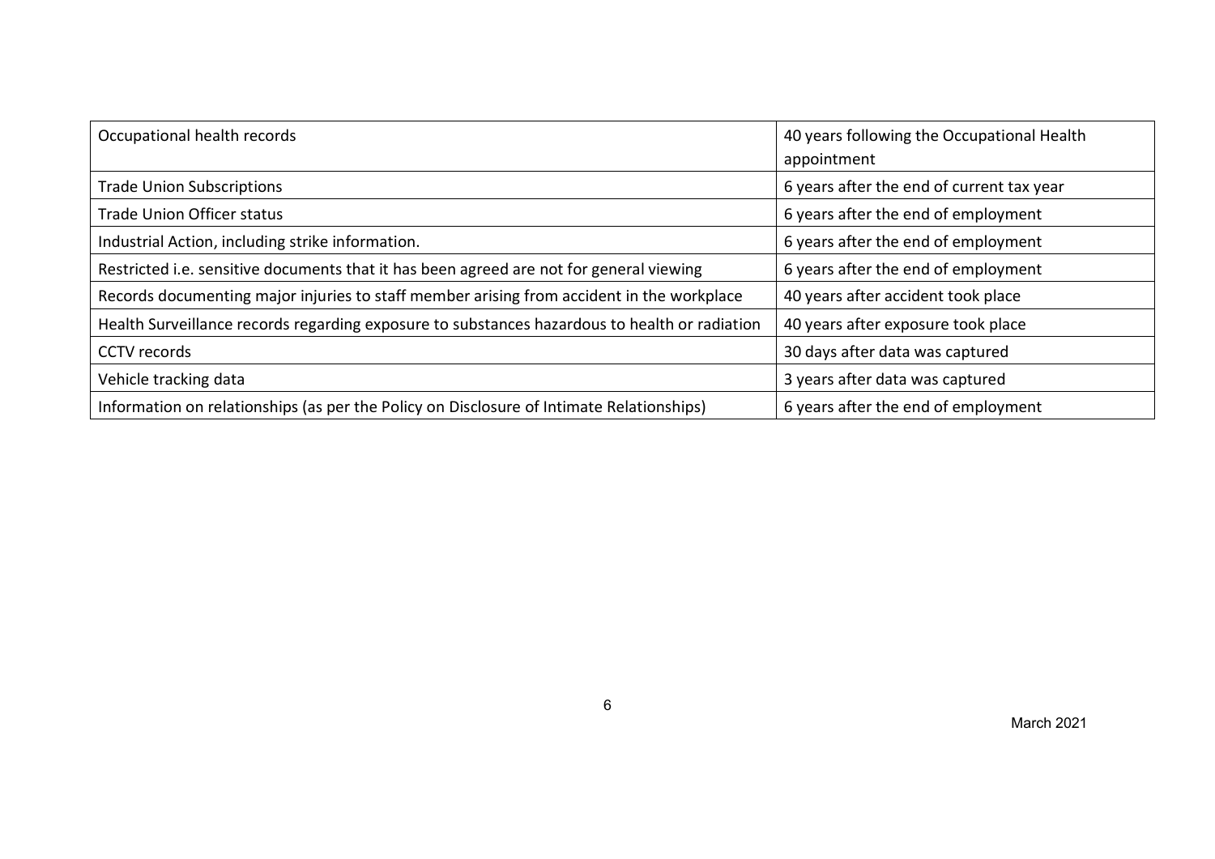| | |
|---|---|
| Occupational health records | 40 years following the Occupational Health appointment |
| Trade Union Subscriptions | 6 years after the end of current tax year |
| Trade Union Officer status | 6 years after the end of employment |
| Industrial Action, including strike information. | 6 years after the end of employment |
| Restricted i.e. sensitive documents that it has been agreed are not for general viewing | 6 years after the end of employment |
| Records documenting major injuries to staff member arising from accident in the workplace | 40 years after accident took place |
| Health Surveillance records regarding exposure to substances hazardous to health or radiation | 40 years after exposure took place |
| CCTV records | 30 days after data was captured |
| Vehicle tracking data | 3 years after data was captured |
| Information on relationships (as per the Policy on Disclosure of Intimate Relationships) | 6 years after the end of employment |

March 2021